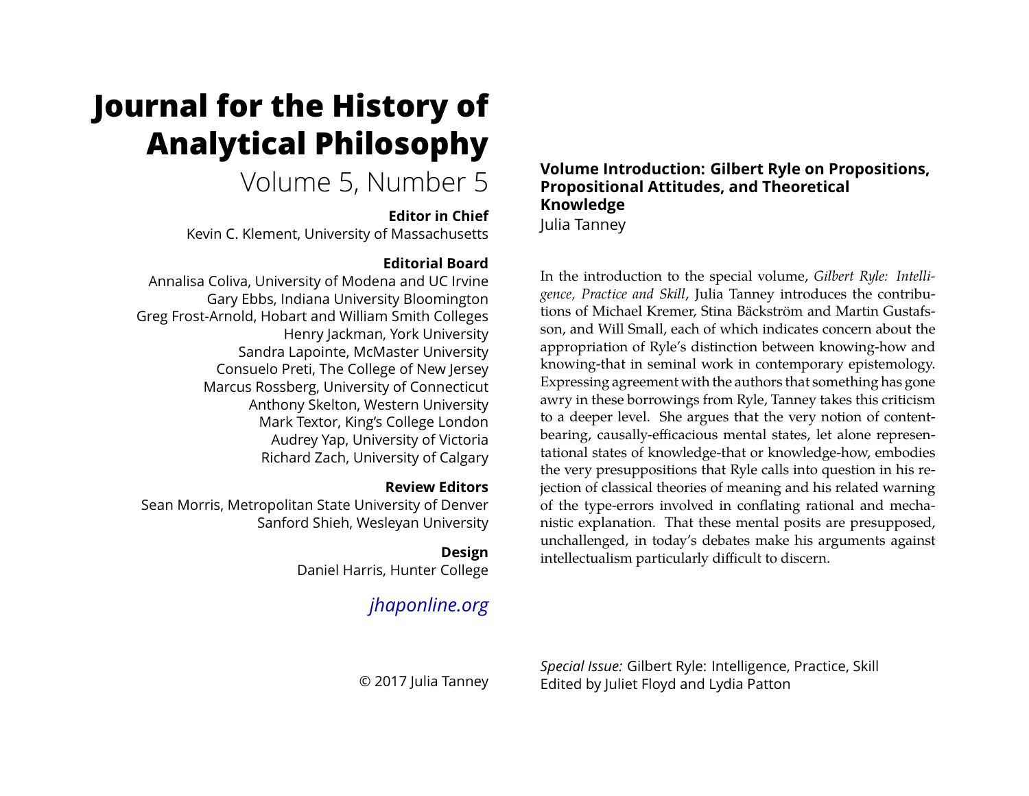# Journal for the History of Analytical Philosophy

Volume 5, Number 5

**Editor in Chief**
Kevin C. Klement, University of Massachusetts

**Editorial Board**
Annalisa Coliva, University of Modena and UC Irvine
Gary Ebbs, Indiana University Bloomington
Greg Frost-Arnold, Hobart and William Smith Colleges
Henry Jackman, York University
Sandra Lapointe, McMaster University
Consuelo Preti, The College of New Jersey
Marcus Rossberg, University of Connecticut
Anthony Skelton, Western University
Mark Textor, King's College London
Audrey Yap, University of Victoria
Richard Zach, University of Calgary

**Review Editors**
Sean Morris, Metropolitan State University of Denver
Sanford Shieh, Wesleyan University

**Design**
Daniel Harris, Hunter College

jhaponline.org

© 2017 Julia Tanney

## Volume Introduction: Gilbert Ryle on Propositions, Propositional Attitudes, and Theoretical Knowledge

Julia Tanney

In the introduction to the special volume, *Gilbert Ryle: Intelligence, Practice and Skill*, Julia Tanney introduces the contributions of Michael Kremer, Stina Bäckström and Martin Gustafsson, and Will Small, each of which indicates concern about the appropriation of Ryle's distinction between knowing-how and knowing-that in seminal work in contemporary epistemology. Expressing agreement with the authors that something has gone awry in these borrowings from Ryle, Tanney takes this criticism to a deeper level. She argues that the very notion of content-bearing, causally-efficacious mental states, let alone representational states of knowledge-that or knowledge-how, embodies the very presuppositions that Ryle calls into question in his rejection of classical theories of meaning and his related warning of the type-errors involved in conflating rational and mechanistic explanation. That these mental posits are presupposed, unchallenged, in today's debates make his arguments against intellectualism particularly difficult to discern.

*Special Issue:* Gilbert Ryle: Intelligence, Practice, Skill
Edited by Juliet Floyd and Lydia Patton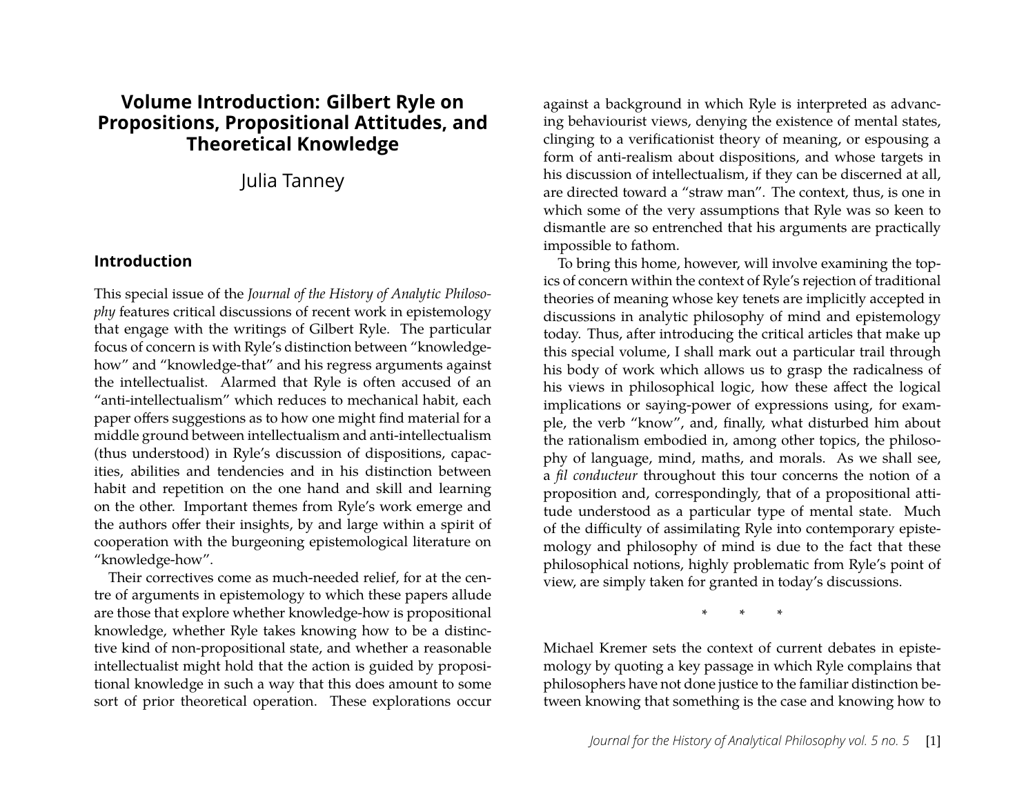# Volume Introduction: Gilbert Ryle on Propositions, Propositional Attitudes, and Theoretical Knowledge

Julia Tanney

## Introduction

This special issue of the *Journal of the History of Analytic Philosophy* features critical discussions of recent work in epistemology that engage with the writings of Gilbert Ryle. The particular focus of concern is with Ryle's distinction between "knowledge-how" and "knowledge-that" and his regress arguments against the intellectualist. Alarmed that Ryle is often accused of an "anti-intellectualism" which reduces to mechanical habit, each paper offers suggestions as to how one might find material for a middle ground between intellectualism and anti-intellectualism (thus understood) in Ryle's discussion of dispositions, capacities, abilities and tendencies and in his distinction between habit and repetition on the one hand and skill and learning on the other. Important themes from Ryle's work emerge and the authors offer their insights, by and large within a spirit of cooperation with the burgeoning epistemological literature on "knowledge-how".

Their correctives come as much-needed relief, for at the centre of arguments in epistemology to which these papers allude are those that explore whether knowledge-how is propositional knowledge, whether Ryle takes knowing how to be a distinctive kind of non-propositional state, and whether a reasonable intellectualist might hold that the action is guided by propositional knowledge in such a way that this does amount to some sort of prior theoretical operation. These explorations occur against a background in which Ryle is interpreted as advancing behaviourist views, denying the existence of mental states, clinging to a verificationist theory of meaning, or espousing a form of anti-realism about dispositions, and whose targets in his discussion of intellectualism, if they can be discerned at all, are directed toward a "straw man". The context, thus, is one in which some of the very assumptions that Ryle was so keen to dismantle are so entrenched that his arguments are practically impossible to fathom.

To bring this home, however, will involve examining the topics of concern within the context of Ryle's rejection of traditional theories of meaning whose key tenets are implicitly accepted in discussions in analytic philosophy of mind and epistemology today. Thus, after introducing the critical articles that make up this special volume, I shall mark out a particular trail through his body of work which allows us to grasp the radicalness of his views in philosophical logic, how these affect the logical implications or saying-power of expressions using, for example, the verb "know", and, finally, what disturbed him about the rationalism embodied in, among other topics, the philosophy of language, mind, maths, and morals. As we shall see, a *fil conducteur* throughout this tour concerns the notion of a proposition and, correspondingly, that of a propositional attitude understood as a particular type of mental state. Much of the difficulty of assimilating Ryle into contemporary epistemology and philosophy of mind is due to the fact that these philosophical notions, highly problematic from Ryle's point of view, are simply taken for granted in today's discussions.

\* \* \*

Michael Kremer sets the context of current debates in epistemology by quoting a key passage in which Ryle complains that philosophers have not done justice to the familiar distinction between knowing that something is the case and knowing how to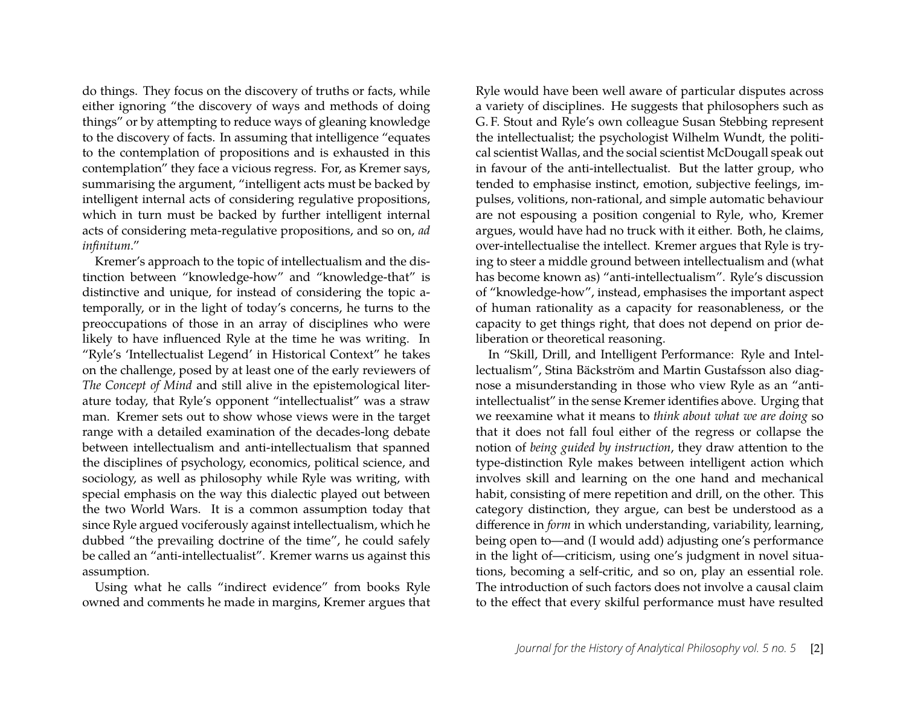do things. They focus on the discovery of truths or facts, while either ignoring "the discovery of ways and methods of doing things" or by attempting to reduce ways of gleaning knowledge to the discovery of facts. In assuming that intelligence "equates to the contemplation of propositions and is exhausted in this contemplation" they face a vicious regress. For, as Kremer says, summarising the argument, "intelligent acts must be backed by intelligent internal acts of considering regulative propositions, which in turn must be backed by further intelligent internal acts of considering meta-regulative propositions, and so on, *ad infinitum*."

Kremer's approach to the topic of intellectualism and the distinction between "knowledge-how" and "knowledge-that" is distinctive and unique, for instead of considering the topic a-temporally, or in the light of today's concerns, he turns to the preoccupations of those in an array of disciplines who were likely to have influenced Ryle at the time he was writing. In "Ryle's 'Intellectualist Legend' in Historical Context" he takes on the challenge, posed by at least one of the early reviewers of *The Concept of Mind* and still alive in the epistemological literature today, that Ryle's opponent "intellectualist" was a straw man. Kremer sets out to show whose views were in the target range with a detailed examination of the decades-long debate between intellectualism and anti-intellectualism that spanned the disciplines of psychology, economics, political science, and sociology, as well as philosophy while Ryle was writing, with special emphasis on the way this dialectic played out between the two World Wars. It is a common assumption today that since Ryle argued vociferously against intellectualism, which he dubbed "the prevailing doctrine of the time", he could safely be called an "anti-intellectualist". Kremer warns us against this assumption.

Using what he calls "indirect evidence" from books Ryle owned and comments he made in margins, Kremer argues that Ryle would have been well aware of particular disputes across a variety of disciplines. He suggests that philosophers such as G. F. Stout and Ryle's own colleague Susan Stebbing represent the intellectualist; the psychologist Wilhelm Wundt, the political scientist Wallas, and the social scientist McDougall speak out in favour of the anti-intellectualist. But the latter group, who tended to emphasise instinct, emotion, subjective feelings, impulses, volitions, non-rational, and simple automatic behaviour are not espousing a position congenial to Ryle, who, Kremer argues, would have had no truck with it either. Both, he claims, over-intellectualise the intellect. Kremer argues that Ryle is trying to steer a middle ground between intellectualism and (what has become known as) "anti-intellectualism". Ryle's discussion of "knowledge-how", instead, emphasises the important aspect of human rationality as a capacity for reasonableness, or the capacity to get things right, that does not depend on prior deliberation or theoretical reasoning.

In "Skill, Drill, and Intelligent Performance: Ryle and Intellectualism", Stina Bäckström and Martin Gustafsson also diagnose a misunderstanding in those who view Ryle as an "anti-intellectualist" in the sense Kremer identifies above. Urging that we reexamine what it means to *think about what we are doing* so that it does not fall foul either of the regress or collapse the notion of *being guided by instruction*, they draw attention to the type-distinction Ryle makes between intelligent action which involves skill and learning on the one hand and mechanical habit, consisting of mere repetition and drill, on the other. This category distinction, they argue, can best be understood as a difference in *form* in which understanding, variability, learning, being open to—and (I would add) adjusting one's performance in the light of—criticism, using one's judgment in novel situations, becoming a self-critic, and so on, play an essential role. The introduction of such factors does not involve a causal claim to the effect that every skilful performance must have resulted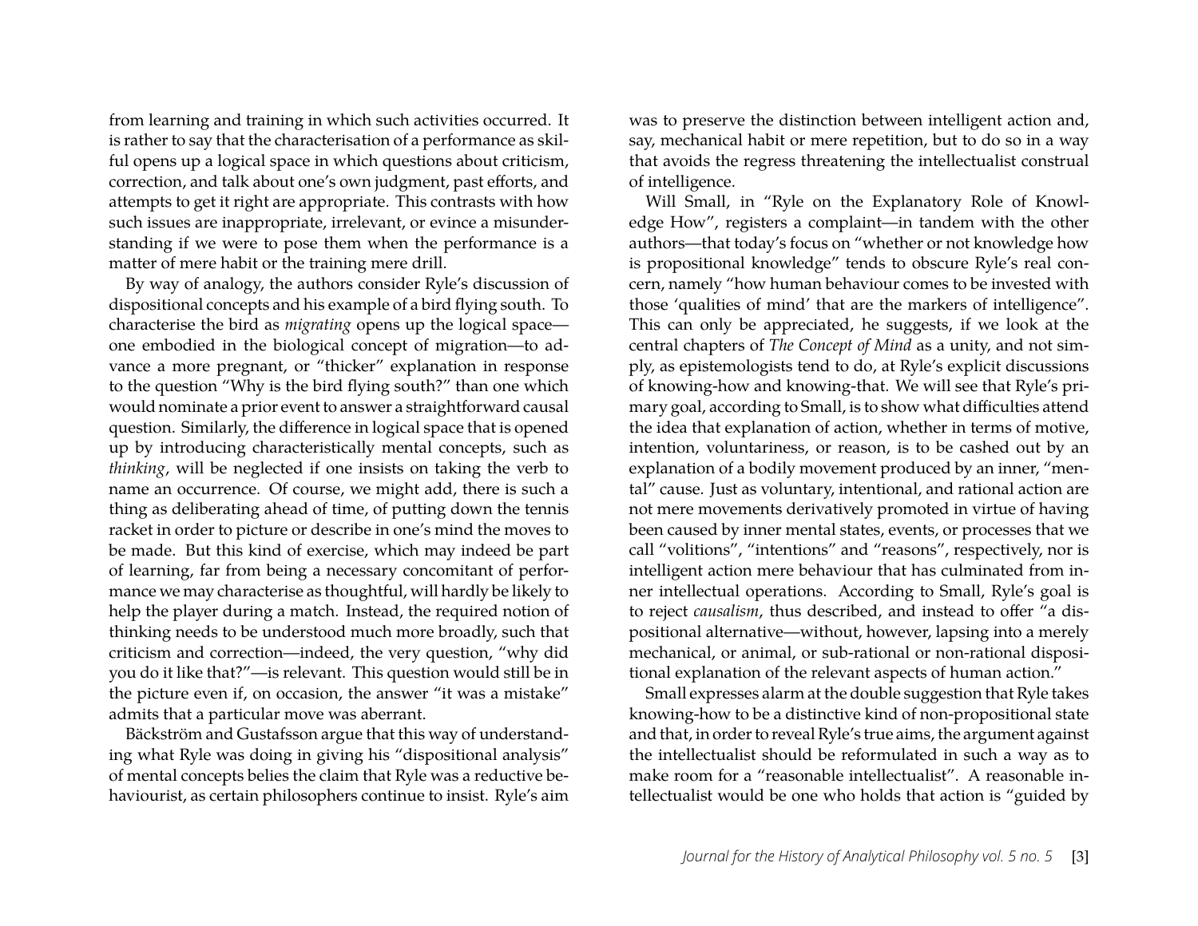from learning and training in which such activities occurred. It is rather to say that the characterisation of a performance as skilful opens up a logical space in which questions about criticism, correction, and talk about one's own judgment, past efforts, and attempts to get it right are appropriate. This contrasts with how such issues are inappropriate, irrelevant, or evince a misunderstanding if we were to pose them when the performance is a matter of mere habit or the training mere drill.

By way of analogy, the authors consider Ryle's discussion of dispositional concepts and his example of a bird flying south. To characterise the bird as *migrating* opens up the logical space—one embodied in the biological concept of migration—to advance a more pregnant, or "thicker" explanation in response to the question "Why is the bird flying south?" than one which would nominate a prior event to answer a straightforward causal question. Similarly, the difference in logical space that is opened up by introducing characteristically mental concepts, such as *thinking*, will be neglected if one insists on taking the verb to name an occurrence. Of course, we might add, there is such a thing as deliberating ahead of time, of putting down the tennis racket in order to picture or describe in one's mind the moves to be made. But this kind of exercise, which may indeed be part of learning, far from being a necessary concomitant of performance we may characterise as thoughtful, will hardly be likely to help the player during a match. Instead, the required notion of thinking needs to be understood much more broadly, such that criticism and correction—indeed, the very question, "why did you do it like that?"—is relevant. This question would still be in the picture even if, on occasion, the answer "it was a mistake" admits that a particular move was aberrant.

Bäckström and Gustafsson argue that this way of understanding what Ryle was doing in giving his "dispositional analysis" of mental concepts belies the claim that Ryle was a reductive behaviourist, as certain philosophers continue to insist. Ryle's aim was to preserve the distinction between intelligent action and, say, mechanical habit or mere repetition, but to do so in a way that avoids the regress threatening the intellectualist construal of intelligence.

Will Small, in "Ryle on the Explanatory Role of Knowledge How", registers a complaint—in tandem with the other authors—that today's focus on "whether or not knowledge how is propositional knowledge" tends to obscure Ryle's real concern, namely "how human behaviour comes to be invested with those 'qualities of mind' that are the markers of intelligence". This can only be appreciated, he suggests, if we look at the central chapters of *The Concept of Mind* as a unity, and not simply, as epistemologists tend to do, at Ryle's explicit discussions of knowing-how and knowing-that. We will see that Ryle's primary goal, according to Small, is to show what difficulties attend the idea that explanation of action, whether in terms of motive, intention, voluntariness, or reason, is to be cashed out by an explanation of a bodily movement produced by an inner, "mental" cause. Just as voluntary, intentional, and rational action are not mere movements derivatively promoted in virtue of having been caused by inner mental states, events, or processes that we call "volitions", "intentions" and "reasons", respectively, nor is intelligent action mere behaviour that has culminated from inner intellectual operations. According to Small, Ryle's goal is to reject *causalism*, thus described, and instead to offer "a dispositional alternative—without, however, lapsing into a merely mechanical, or animal, or sub-rational or non-rational dispositional explanation of the relevant aspects of human action."

Small expresses alarm at the double suggestion that Ryle takes knowing-how to be a distinctive kind of non-propositional state and that, in order to reveal Ryle's true aims, the argument against the intellectualist should be reformulated in such a way as to make room for a "reasonable intellectualist". A reasonable intellectualist would be one who holds that action is "guided by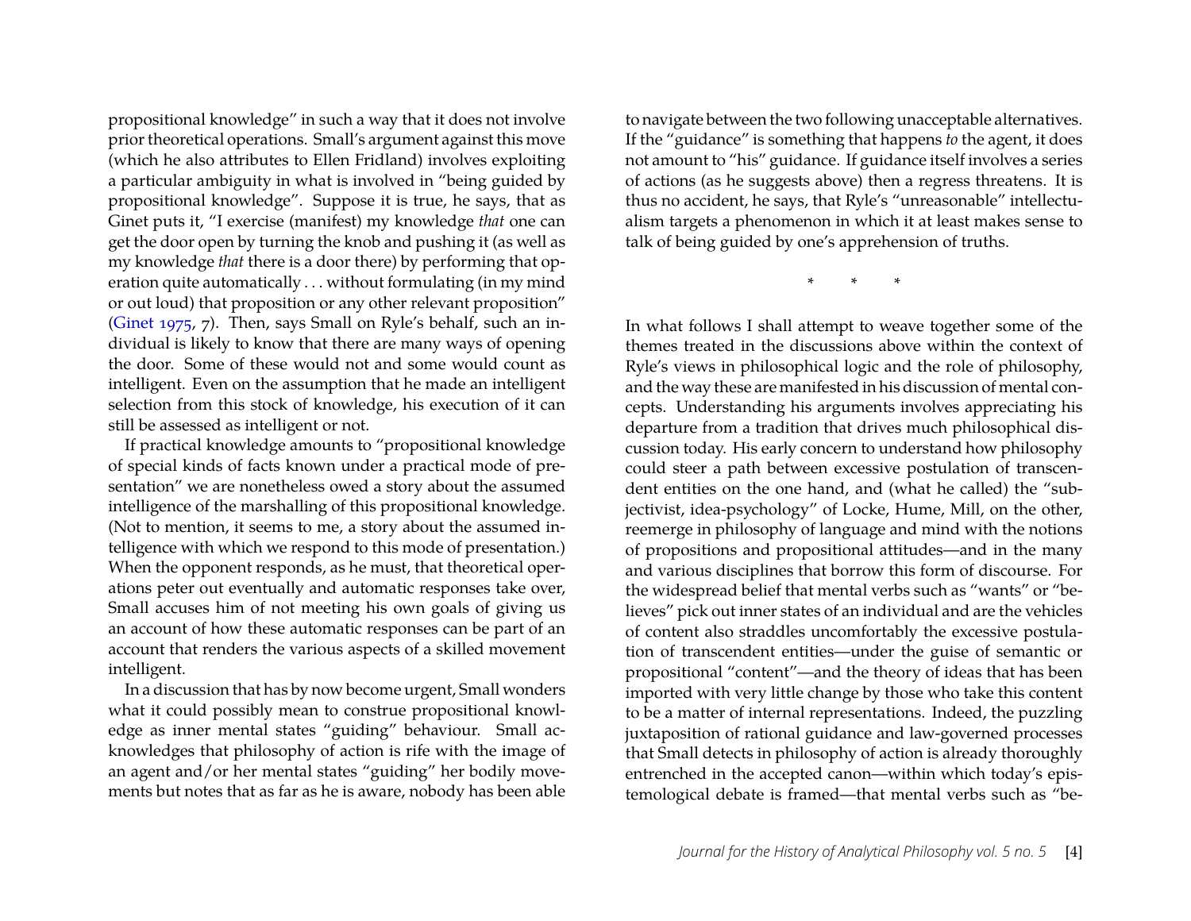propositional knowledge" in such a way that it does not involve prior theoretical operations. Small's argument against this move (which he also attributes to Ellen Fridland) involves exploiting a particular ambiguity in what is involved in "being guided by propositional knowledge". Suppose it is true, he says, that as Ginet puts it, "I exercise (manifest) my knowledge *that* one can get the door open by turning the knob and pushing it (as well as my knowledge *that* there is a door there) by performing that operation quite automatically . . . without formulating (in my mind or out loud) that proposition or any other relevant proposition" (Ginet 1975, 7). Then, says Small on Ryle's behalf, such an individual is likely to know that there are many ways of opening the door. Some of these would not and some would count as intelligent. Even on the assumption that he made an intelligent selection from this stock of knowledge, his execution of it can still be assessed as intelligent or not.

If practical knowledge amounts to "propositional knowledge of special kinds of facts known under a practical mode of presentation" we are nonetheless owed a story about the assumed intelligence of the marshalling of this propositional knowledge. (Not to mention, it seems to me, a story about the assumed intelligence with which we respond to this mode of presentation.) When the opponent responds, as he must, that theoretical operations peter out eventually and automatic responses take over, Small accuses him of not meeting his own goals of giving us an account of how these automatic responses can be part of an account that renders the various aspects of a skilled movement intelligent.

In a discussion that has by now become urgent, Small wonders what it could possibly mean to construe propositional knowledge as inner mental states "guiding" behaviour. Small acknowledges that philosophy of action is rife with the image of an agent and/or her mental states "guiding" her bodily movements but notes that as far as he is aware, nobody has been able to navigate between the two following unacceptable alternatives. If the "guidance" is something that happens *to* the agent, it does not amount to "his" guidance. If guidance itself involves a series of actions (as he suggests above) then a regress threatens. It is thus no accident, he says, that Ryle's "unreasonable" intellectualism targets a phenomenon in which it at least makes sense to talk of being guided by one's apprehension of truths.

\* \* \*

In what follows I shall attempt to weave together some of the themes treated in the discussions above within the context of Ryle's views in philosophical logic and the role of philosophy, and the way these are manifested in his discussion of mental concepts. Understanding his arguments involves appreciating his departure from a tradition that drives much philosophical discussion today. His early concern to understand how philosophy could steer a path between excessive postulation of transcendent entities on the one hand, and (what he called) the "subjectivist, idea-psychology" of Locke, Hume, Mill, on the other, reemerge in philosophy of language and mind with the notions of propositions and propositional attitudes—and in the many and various disciplines that borrow this form of discourse. For the widespread belief that mental verbs such as "wants" or "believes" pick out inner states of an individual and are the vehicles of content also straddles uncomfortably the excessive postulation of transcendent entities—under the guise of semantic or propositional "content"—and the theory of ideas that has been imported with very little change by those who take this content to be a matter of internal representations. Indeed, the puzzling juxtaposition of rational guidance and law-governed processes that Small detects in philosophy of action is already thoroughly entrenched in the accepted canon—within which today's epistemological debate is framed—that mental verbs such as "be-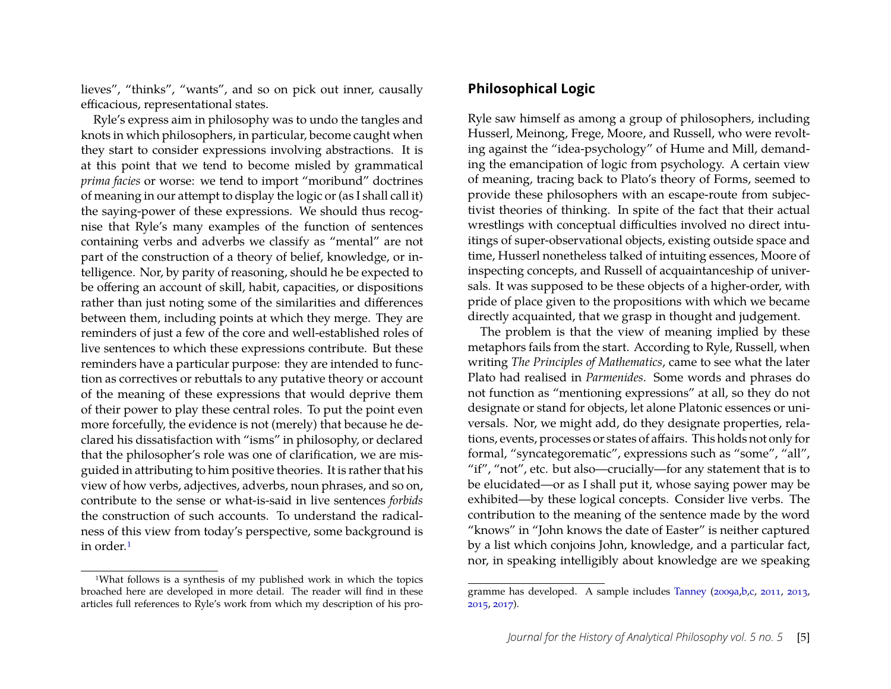lieves", "thinks", "wants", and so on pick out inner, causally efficacious, representational states.

Ryle's express aim in philosophy was to undo the tangles and knots in which philosophers, in particular, become caught when they start to consider expressions involving abstractions. It is at this point that we tend to become misled by grammatical *prima facies* or worse: we tend to import "moribund" doctrines of meaning in our attempt to display the logic or (as I shall call it) the saying-power of these expressions. We should thus recognise that Ryle's many examples of the function of sentences containing verbs and adverbs we classify as "mental" are not part of the construction of a theory of belief, knowledge, or intelligence. Nor, by parity of reasoning, should he be expected to be offering an account of skill, habit, capacities, or dispositions rather than just noting some of the similarities and differences between them, including points at which they merge. They are reminders of just a few of the core and well-established roles of live sentences to which these expressions contribute. But these reminders have a particular purpose: they are intended to function as correctives or rebuttals to any putative theory or account of the meaning of these expressions that would deprive them of their power to play these central roles. To put the point even more forcefully, the evidence is not (merely) that because he declared his dissatisfaction with "isms" in philosophy, or declared that the philosopher's role was one of clarification, we are misguided in attributing to him positive theories. It is rather that his view of how verbs, adjectives, adverbs, noun phrases, and so on, contribute to the sense or what-is-said in live sentences *forbids* the construction of such accounts. To understand the radicalness of this view from today's perspective, some background is in order.[1]

## Philosophical Logic

Ryle saw himself as among a group of philosophers, including Husserl, Meinong, Frege, Moore, and Russell, who were revolting against the "idea-psychology" of Hume and Mill, demanding the emancipation of logic from psychology. A certain view of meaning, tracing back to Plato's theory of Forms, seemed to provide these philosophers with an escape-route from subjectivist theories of thinking. In spite of the fact that their actual wrestlings with conceptual difficulties involved no direct intuitings of super-observational objects, existing outside space and time, Husserl nonetheless talked of intuiting essences, Moore of inspecting concepts, and Russell of acquaintanceship of universals. It was supposed to be these objects of a higher-order, with pride of place given to the propositions with which we became directly acquainted, that we grasp in thought and judgement.

The problem is that the view of meaning implied by these metaphors fails from the start. According to Ryle, Russell, when writing *The Principles of Mathematics*, came to see what the later Plato had realised in *Parmenides*. Some words and phrases do not function as "mentioning expressions" at all, so they do not designate or stand for objects, let alone Platonic essences or universals. Nor, we might add, do they designate properties, relations, events, processes or states of affairs. This holds not only for formal, "syncategorematic", expressions such as "some", "all", "if", "not", etc. but also—crucially—for any statement that is to be elucidated—or as I shall put it, whose saying power may be exhibited—by these logical concepts. Consider live verbs. The contribution to the meaning of the sentence made by the word "knows" in "John knows the date of Easter" is neither captured by a list which conjoins John, knowledge, and a particular fact, nor, in speaking intelligibly about knowledge are we speaking

[1] What follows is a synthesis of my published work in which the topics broached here are developed in more detail. The reader will find in these articles full references to Ryle's work from which my description of his programme has developed. A sample includes Tanney (2009a,b,c, 2011, 2013, 2015, 2017).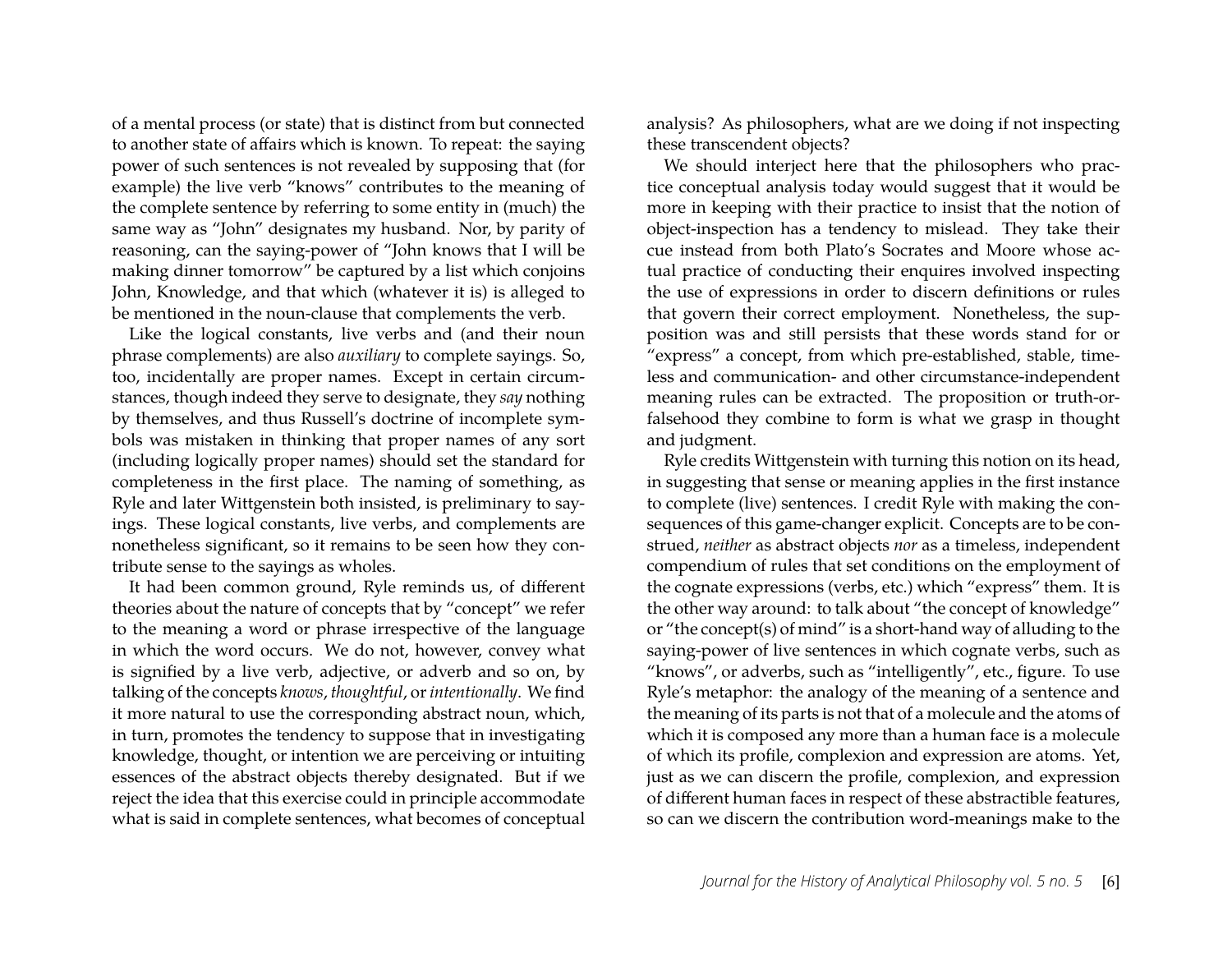of a mental process (or state) that is distinct from but connected to another state of affairs which is known. To repeat: the saying power of such sentences is not revealed by supposing that (for example) the live verb "knows" contributes to the meaning of the complete sentence by referring to some entity in (much) the same way as "John" designates my husband. Nor, by parity of reasoning, can the saying-power of "John knows that I will be making dinner tomorrow" be captured by a list which conjoins John, Knowledge, and that which (whatever it is) is alleged to be mentioned in the noun-clause that complements the verb.

Like the logical constants, live verbs and (and their noun phrase complements) are also *auxiliary* to complete sayings. So, too, incidentally are proper names. Except in certain circumstances, though indeed they serve to designate, they *say* nothing by themselves, and thus Russell's doctrine of incomplete symbols was mistaken in thinking that proper names of any sort (including logically proper names) should set the standard for completeness in the first place. The naming of something, as Ryle and later Wittgenstein both insisted, is preliminary to sayings. These logical constants, live verbs, and complements are nonetheless significant, so it remains to be seen how they contribute sense to the sayings as wholes.

It had been common ground, Ryle reminds us, of different theories about the nature of concepts that by "concept" we refer to the meaning a word or phrase irrespective of the language in which the word occurs. We do not, however, convey what is signified by a live verb, adjective, or adverb and so on, by talking of the concepts *knows*, *thoughtful*, or *intentionally*. We find it more natural to use the corresponding abstract noun, which, in turn, promotes the tendency to suppose that in investigating knowledge, thought, or intention we are perceiving or intuiting essences of the abstract objects thereby designated. But if we reject the idea that this exercise could in principle accommodate what is said in complete sentences, what becomes of conceptual analysis? As philosophers, what are we doing if not inspecting these transcendent objects?

We should interject here that the philosophers who practice conceptual analysis today would suggest that it would be more in keeping with their practice to insist that the notion of object-inspection has a tendency to mislead. They take their cue instead from both Plato's Socrates and Moore whose actual practice of conducting their enquires involved inspecting the use of expressions in order to discern definitions or rules that govern their correct employment. Nonetheless, the supposition was and still persists that these words stand for or "express" a concept, from which pre-established, stable, timeless and communication- and other circumstance-independent meaning rules can be extracted. The proposition or truth-or-falsehood they combine to form is what we grasp in thought and judgment.

Ryle credits Wittgenstein with turning this notion on its head, in suggesting that sense or meaning applies in the first instance to complete (live) sentences. I credit Ryle with making the consequences of this game-changer explicit. Concepts are to be construed, *neither* as abstract objects *nor* as a timeless, independent compendium of rules that set conditions on the employment of the cognate expressions (verbs, etc.) which "express" them. It is the other way around: to talk about "the concept of knowledge" or "the concept(s) of mind" is a short-hand way of alluding to the saying-power of live sentences in which cognate verbs, such as "knows", or adverbs, such as "intelligently", etc., figure. To use Ryle's metaphor: the analogy of the meaning of a sentence and the meaning of its parts is not that of a molecule and the atoms of which it is composed any more than a human face is a molecule of which its profile, complexion and expression are atoms. Yet, just as we can discern the profile, complexion, and expression of different human faces in respect of these abstractible features, so can we discern the contribution word-meanings make to the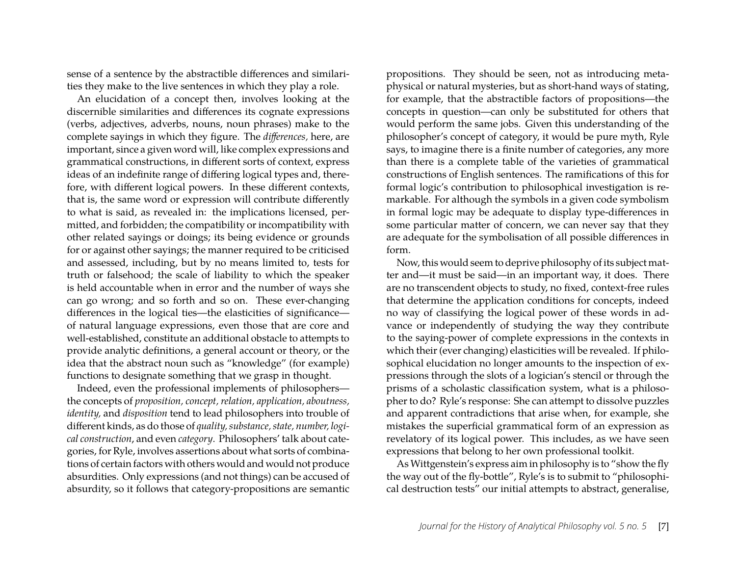sense of a sentence by the abstractible differences and similarities they make to the live sentences in which they play a role.

An elucidation of a concept then, involves looking at the discernible similarities and differences its cognate expressions (verbs, adjectives, adverbs, nouns, noun phrases) make to the complete sayings in which they figure. The *differences,* here, are important, since a given word will, like complex expressions and grammatical constructions, in different sorts of context, express ideas of an indefinite range of differing logical types and, therefore, with different logical powers. In these different contexts, that is, the same word or expression will contribute differently to what is said, as revealed in: the implications licensed, permitted, and forbidden; the compatibility or incompatibility with other related sayings or doings; its being evidence or grounds for or against other sayings; the manner required to be criticised and assessed, including, but by no means limited to, tests for truth or falsehood; the scale of liability to which the speaker is held accountable when in error and the number of ways she can go wrong; and so forth and so on. These ever-changing differences in the logical ties—the elasticities of significance—of natural language expressions, even those that are core and well-established, constitute an additional obstacle to attempts to provide analytic definitions, a general account or theory, or the idea that the abstract noun such as "knowledge" (for example) functions to designate something that we grasp in thought.

Indeed, even the professional implements of philosophers—the concepts of *proposition, concept, relation, application, aboutness, identity,* and *disposition* tend to lead philosophers into trouble of different kinds, as do those of *quality, substance, state, number, logical construction*, and even *category*. Philosophers' talk about categories, for Ryle, involves assertions about what sorts of combinations of certain factors with others would and would not produce absurdities. Only expressions (and not things) can be accused of absurdity, so it follows that category-propositions are semantic propositions. They should be seen, not as introducing metaphysical or natural mysteries, but as short-hand ways of stating, for example, that the abstractible factors of propositions—the concepts in question—can only be substituted for others that would perform the same jobs. Given this understanding of the philosopher's concept of category, it would be pure myth, Ryle says, to imagine there is a finite number of categories, any more than there is a complete table of the varieties of grammatical constructions of English sentences. The ramifications of this for formal logic's contribution to philosophical investigation is remarkable. For although the symbols in a given code symbolism in formal logic may be adequate to display type-differences in some particular matter of concern, we can never say that they are adequate for the symbolisation of all possible differences in form.

Now, this would seem to deprive philosophy of its subject matter and—it must be said—in an important way, it does. There are no transcendent objects to study, no fixed, context-free rules that determine the application conditions for concepts, indeed no way of classifying the logical power of these words in advance or independently of studying the way they contribute to the saying-power of complete expressions in the contexts in which their (ever changing) elasticities will be revealed. If philosophical elucidation no longer amounts to the inspection of expressions through the slots of a logician's stencil or through the prisms of a scholastic classification system, what is a philosopher to do? Ryle's response: She can attempt to dissolve puzzles and apparent contradictions that arise when, for example, she mistakes the superficial grammatical form of an expression as revelatory of its logical power. This includes, as we have seen expressions that belong to her own professional toolkit.

As Wittgenstein's express aim in philosophy is to "show the fly the way out of the fly-bottle", Ryle's is to submit to "philosophical destruction tests" our initial attempts to abstract, generalise,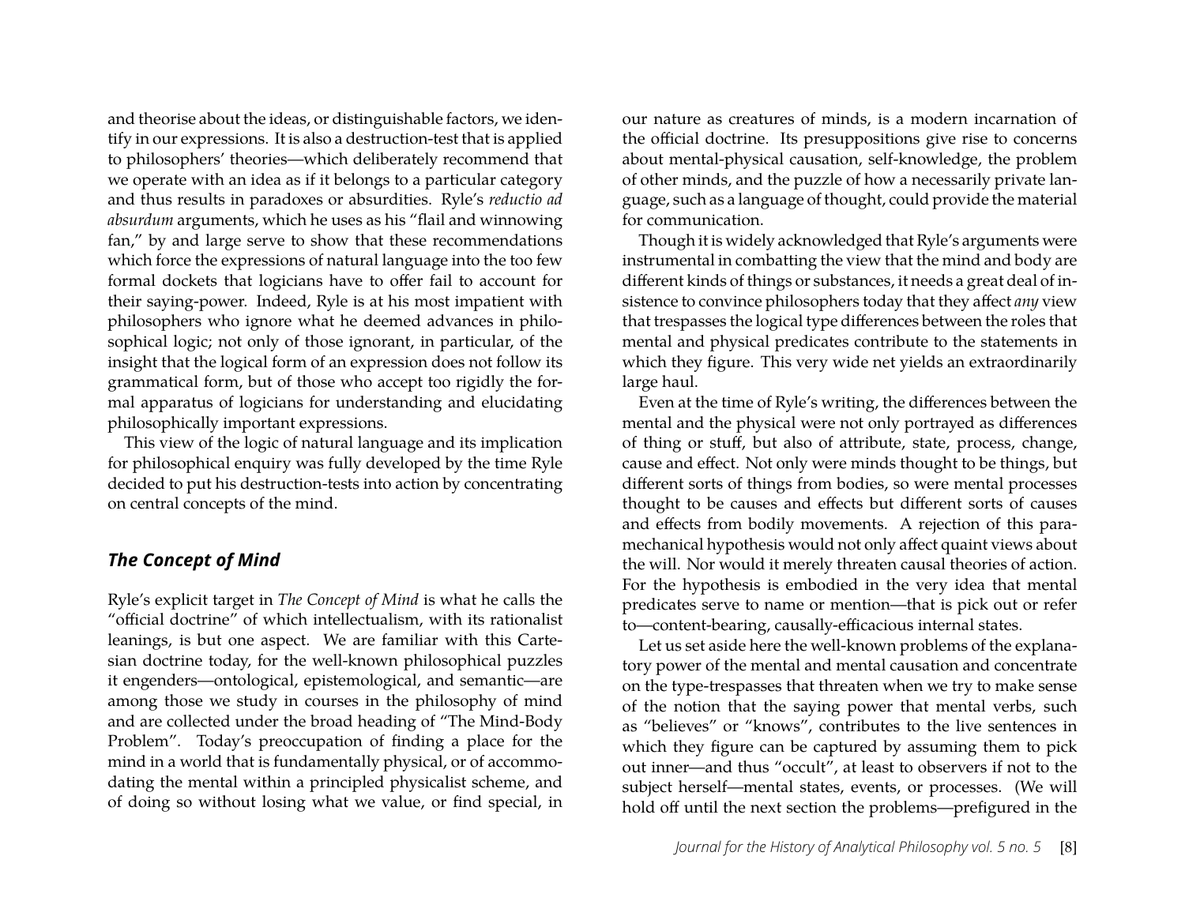and theorise about the ideas, or distinguishable factors, we identify in our expressions. It is also a destruction-test that is applied to philosophers' theories—which deliberately recommend that we operate with an idea as if it belongs to a particular category and thus results in paradoxes or absurdities. Ryle's *reductio ad absurdum* arguments, which he uses as his "flail and winnowing fan," by and large serve to show that these recommendations which force the expressions of natural language into the too few formal dockets that logicians have to offer fail to account for their saying-power. Indeed, Ryle is at his most impatient with philosophers who ignore what he deemed advances in philosophical logic; not only of those ignorant, in particular, of the insight that the logical form of an expression does not follow its grammatical form, but of those who accept too rigidly the formal apparatus of logicians for understanding and elucidating philosophically important expressions.

This view of the logic of natural language and its implication for philosophical enquiry was fully developed by the time Ryle decided to put his destruction-tests into action by concentrating on central concepts of the mind.

## *The Concept of Mind*

Ryle's explicit target in *The Concept of Mind* is what he calls the "official doctrine" of which intellectualism, with its rationalist leanings, is but one aspect. We are familiar with this Cartesian doctrine today, for the well-known philosophical puzzles it engenders—ontological, epistemological, and semantic—are among those we study in courses in the philosophy of mind and are collected under the broad heading of "The Mind-Body Problem". Today's preoccupation of finding a place for the mind in a world that is fundamentally physical, or of accommodating the mental within a principled physicalist scheme, and of doing so without losing what we value, or find special, in our nature as creatures of minds, is a modern incarnation of the official doctrine. Its presuppositions give rise to concerns about mental-physical causation, self-knowledge, the problem of other minds, and the puzzle of how a necessarily private language, such as a language of thought, could provide the material for communication.

Though it is widely acknowledged that Ryle's arguments were instrumental in combatting the view that the mind and body are different kinds of things or substances, it needs a great deal of insistence to convince philosophers today that they affect *any* view that trespasses the logical type differences between the roles that mental and physical predicates contribute to the statements in which they figure. This very wide net yields an extraordinarily large haul.

Even at the time of Ryle's writing, the differences between the mental and the physical were not only portrayed as differences of thing or stuff, but also of attribute, state, process, change, cause and effect. Not only were minds thought to be things, but different sorts of things from bodies, so were mental processes thought to be causes and effects but different sorts of causes and effects from bodily movements. A rejection of this para-mechanical hypothesis would not only affect quaint views about the will. Nor would it merely threaten causal theories of action. For the hypothesis is embodied in the very idea that mental predicates serve to name or mention—that is pick out or refer to—content-bearing, causally-efficacious internal states.

Let us set aside here the well-known problems of the explanatory power of the mental and mental causation and concentrate on the type-trespasses that threaten when we try to make sense of the notion that the saying power that mental verbs, such as "believes" or "knows", contributes to the live sentences in which they figure can be captured by assuming them to pick out inner—and thus "occult", at least to observers if not to the subject herself—mental states, events, or processes. (We will hold off until the next section the problems—prefigured in the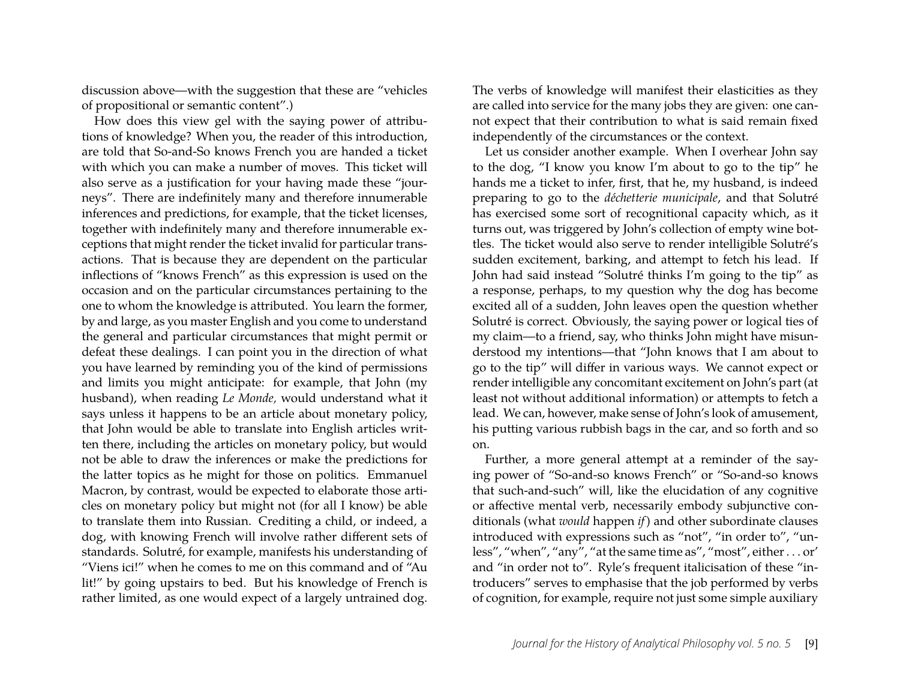discussion above—with the suggestion that these are "vehicles of propositional or semantic content".)

How does this view gel with the saying power of attributions of knowledge? When you, the reader of this introduction, are told that So-and-So knows French you are handed a ticket with which you can make a number of moves. This ticket will also serve as a justification for your having made these "journeys". There are indefinitely many and therefore innumerable inferences and predictions, for example, that the ticket licenses, together with indefinitely many and therefore innumerable exceptions that might render the ticket invalid for particular transactions. That is because they are dependent on the particular inflections of "knows French" as this expression is used on the occasion and on the particular circumstances pertaining to the one to whom the knowledge is attributed. You learn the former, by and large, as you master English and you come to understand the general and particular circumstances that might permit or defeat these dealings. I can point you in the direction of what you have learned by reminding you of the kind of permissions and limits you might anticipate: for example, that John (my husband), when reading *Le Monde,* would understand what it says unless it happens to be an article about monetary policy, that John would be able to translate into English articles written there, including the articles on monetary policy, but would not be able to draw the inferences or make the predictions for the latter topics as he might for those on politics. Emmanuel Macron, by contrast, would be expected to elaborate those articles on monetary policy but might not (for all I know) be able to translate them into Russian. Crediting a child, or indeed, a dog, with knowing French will involve rather different sets of standards. Solutré, for example, manifests his understanding of "Viens ici!" when he comes to me on this command and of "Au lit!" by going upstairs to bed. But his knowledge of French is rather limited, as one would expect of a largely untrained dog. The verbs of knowledge will manifest their elasticities as they are called into service for the many jobs they are given: one cannot expect that their contribution to what is said remain fixed independently of the circumstances or the context.

Let us consider another example. When I overhear John say to the dog, "I know you know I'm about to go to the tip" he hands me a ticket to infer, first, that he, my husband, is indeed preparing to go to the *déchetterie municipale*, and that Solutré has exercised some sort of recognitional capacity which, as it turns out, was triggered by John's collection of empty wine bottles. The ticket would also serve to render intelligible Solutré's sudden excitement, barking, and attempt to fetch his lead. If John had said instead "Solutré thinks I'm going to the tip" as a response, perhaps, to my question why the dog has become excited all of a sudden, John leaves open the question whether Solutré is correct. Obviously, the saying power or logical ties of my claim—to a friend, say, who thinks John might have misunderstood my intentions—that "John knows that I am about to go to the tip" will differ in various ways. We cannot expect or render intelligible any concomitant excitement on John's part (at least not without additional information) or attempts to fetch a lead. We can, however, make sense of John's look of amusement, his putting various rubbish bags in the car, and so forth and so on.

Further, a more general attempt at a reminder of the saying power of "So-and-so knows French" or "So-and-so knows that such-and-such" will, like the elucidation of any cognitive or affective mental verb, necessarily embody subjunctive conditionals (what *would* happen *if*) and other subordinate clauses introduced with expressions such as "not", "in order to", "unless", "when", "any", "at the same time as", "most", either . . . or' and "in order not to". Ryle's frequent italicisation of these "introducers" serves to emphasise that the job performed by verbs of cognition, for example, require not just some simple auxiliary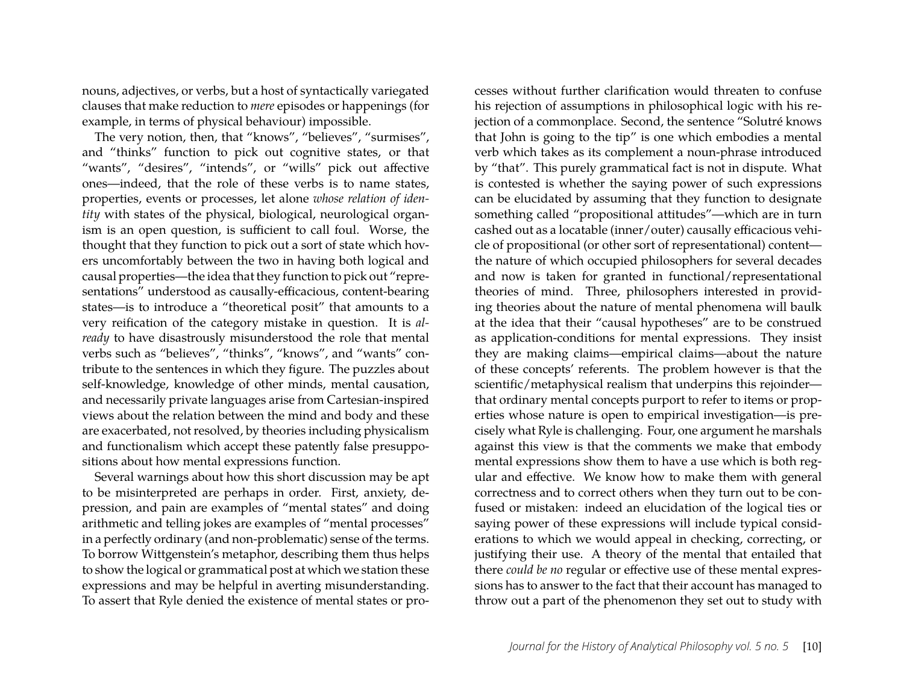nouns, adjectives, or verbs, but a host of syntactically variegated clauses that make reduction to *mere* episodes or happenings (for example, in terms of physical behaviour) impossible.

The very notion, then, that "knows", "believes", "surmises", and "thinks" function to pick out cognitive states, or that "wants", "desires", "intends", or "wills" pick out affective ones—indeed, that the role of these verbs is to name states, properties, events or processes, let alone *whose relation of identity* with states of the physical, biological, neurological organism is an open question, is sufficient to call foul. Worse, the thought that they function to pick out a sort of state which hovers uncomfortably between the two in having both logical and causal properties—the idea that they function to pick out "representations" understood as causally-efficacious, content-bearing states—is to introduce a "theoretical posit" that amounts to a very reification of the category mistake in question. It is *already* to have disastrously misunderstood the role that mental verbs such as "believes", "thinks", "knows", and "wants" contribute to the sentences in which they figure. The puzzles about self-knowledge, knowledge of other minds, mental causation, and necessarily private languages arise from Cartesian-inspired views about the relation between the mind and body and these are exacerbated, not resolved, by theories including physicalism and functionalism which accept these patently false presuppositions about how mental expressions function.

Several warnings about how this short discussion may be apt to be misinterpreted are perhaps in order. First, anxiety, depression, and pain are examples of "mental states" and doing arithmetic and telling jokes are examples of "mental processes" in a perfectly ordinary (and non-problematic) sense of the terms. To borrow Wittgenstein's metaphor, describing them thus helps to show the logical or grammatical post at which we station these expressions and may be helpful in averting misunderstanding. To assert that Ryle denied the existence of mental states or processes without further clarification would threaten to confuse his rejection of assumptions in philosophical logic with his rejection of a commonplace. Second, the sentence "Solutré knows that John is going to the tip" is one which embodies a mental verb which takes as its complement a noun-phrase introduced by "that". This purely grammatical fact is not in dispute. What is contested is whether the saying power of such expressions can be elucidated by assuming that they function to designate something called "propositional attitudes"—which are in turn cashed out as a locatable (inner/outer) causally efficacious vehicle of propositional (or other sort of representational) content—the nature of which occupied philosophers for several decades and now is taken for granted in functional/representational theories of mind. Three, philosophers interested in providing theories about the nature of mental phenomena will baulk at the idea that their "causal hypotheses" are to be construed as application-conditions for mental expressions. They insist they are making claims—empirical claims—about the nature of these concepts' referents. The problem however is that the scientific/metaphysical realism that underpins this rejoinder—that ordinary mental concepts purport to refer to items or properties whose nature is open to empirical investigation—is precisely what Ryle is challenging. Four, one argument he marshals against this view is that the comments we make that embody mental expressions show them to have a use which is both regular and effective. We know how to make them with general correctness and to correct others when they turn out to be confused or mistaken: indeed an elucidation of the logical ties or saying power of these expressions will include typical considerations to which we would appeal in checking, correcting, or justifying their use. A theory of the mental that entailed that there *could be no* regular or effective use of these mental expressions has to answer to the fact that their account has managed to throw out a part of the phenomenon they set out to study with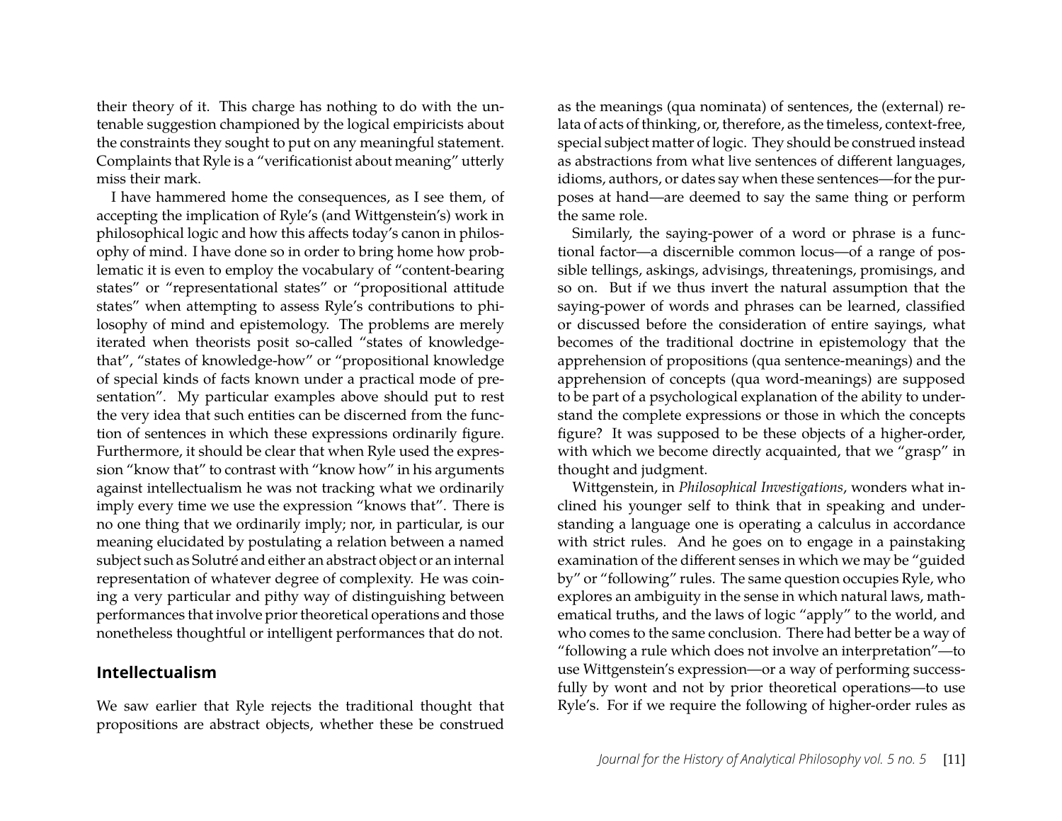their theory of it. This charge has nothing to do with the untenable suggestion championed by the logical empiricists about the constraints they sought to put on any meaningful statement. Complaints that Ryle is a "verificationist about meaning" utterly miss their mark.

I have hammered home the consequences, as I see them, of accepting the implication of Ryle's (and Wittgenstein's) work in philosophical logic and how this affects today's canon in philosophy of mind. I have done so in order to bring home how problematic it is even to employ the vocabulary of "content-bearing states" or "representational states" or "propositional attitude states" when attempting to assess Ryle's contributions to philosophy of mind and epistemology. The problems are merely iterated when theorists posit so-called "states of knowledge-that", "states of knowledge-how" or "propositional knowledge of special kinds of facts known under a practical mode of presentation". My particular examples above should put to rest the very idea that such entities can be discerned from the function of sentences in which these expressions ordinarily figure. Furthermore, it should be clear that when Ryle used the expression "know that" to contrast with "know how" in his arguments against intellectualism he was not tracking what we ordinarily imply every time we use the expression "knows that". There is no one thing that we ordinarily imply; nor, in particular, is our meaning elucidated by postulating a relation between a named subject such as Solutré and either an abstract object or an internal representation of whatever degree of complexity. He was coining a very particular and pithy way of distinguishing between performances that involve prior theoretical operations and those nonetheless thoughtful or intelligent performances that do not.

## Intellectualism

We saw earlier that Ryle rejects the traditional thought that propositions are abstract objects, whether these be construed as the meanings (qua nominata) of sentences, the (external) relata of acts of thinking, or, therefore, as the timeless, context-free, special subject matter of logic. They should be construed instead as abstractions from what live sentences of different languages, idioms, authors, or dates say when these sentences—for the purposes at hand—are deemed to say the same thing or perform the same role.

Similarly, the saying-power of a word or phrase is a functional factor—a discernible common locus—of a range of possible tellings, askings, advisings, threatenings, promisings, and so on. But if we thus invert the natural assumption that the saying-power of words and phrases can be learned, classified or discussed before the consideration of entire sayings, what becomes of the traditional doctrine in epistemology that the apprehension of propositions (qua sentence-meanings) and the apprehension of concepts (qua word-meanings) are supposed to be part of a psychological explanation of the ability to understand the complete expressions or those in which the concepts figure? It was supposed to be these objects of a higher-order, with which we become directly acquainted, that we "grasp" in thought and judgment.

Wittgenstein, in *Philosophical Investigations*, wonders what inclined his younger self to think that in speaking and understanding a language one is operating a calculus in accordance with strict rules. And he goes on to engage in a painstaking examination of the different senses in which we may be "guided by" or "following" rules. The same question occupies Ryle, who explores an ambiguity in the sense in which natural laws, mathematical truths, and the laws of logic "apply" to the world, and who comes to the same conclusion. There had better be a way of "following a rule which does not involve an interpretation"—to use Wittgenstein's expression—or a way of performing successfully by wont and not by prior theoretical operations—to use Ryle's. For if we require the following of higher-order rules as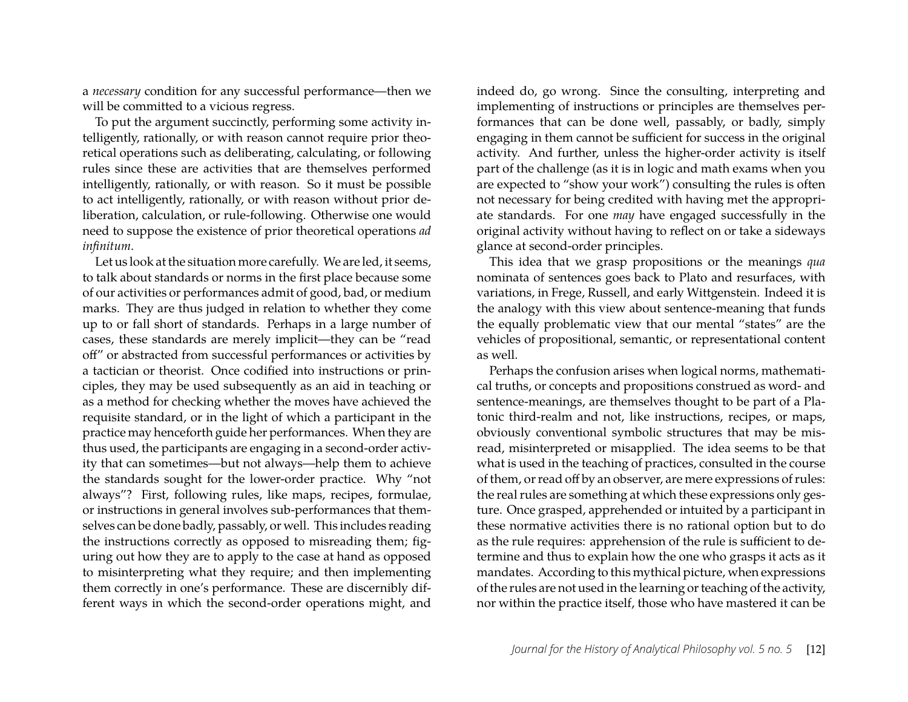a *necessary* condition for any successful performance—then we will be committed to a vicious regress.

To put the argument succinctly, performing some activity intelligently, rationally, or with reason cannot require prior theoretical operations such as deliberating, calculating, or following rules since these are activities that are themselves performed intelligently, rationally, or with reason. So it must be possible to act intelligently, rationally, or with reason without prior deliberation, calculation, or rule-following. Otherwise one would need to suppose the existence of prior theoretical operations *ad infinitum*.

Let us look at the situation more carefully. We are led, it seems, to talk about standards or norms in the first place because some of our activities or performances admit of good, bad, or medium marks. They are thus judged in relation to whether they come up to or fall short of standards. Perhaps in a large number of cases, these standards are merely implicit—they can be "read off" or abstracted from successful performances or activities by a tactician or theorist. Once codified into instructions or principles, they may be used subsequently as an aid in teaching or as a method for checking whether the moves have achieved the requisite standard, or in the light of which a participant in the practice may henceforth guide her performances. When they are thus used, the participants are engaging in a second-order activity that can sometimes—but not always—help them to achieve the standards sought for the lower-order practice. Why "not always"? First, following rules, like maps, recipes, formulae, or instructions in general involves sub-performances that themselves can be done badly, passably, or well. This includes reading the instructions correctly as opposed to misreading them; figuring out how they are to apply to the case at hand as opposed to misinterpreting what they require; and then implementing them correctly in one's performance. These are discernibly different ways in which the second-order operations might, and indeed do, go wrong. Since the consulting, interpreting and implementing of instructions or principles are themselves performances that can be done well, passably, or badly, simply engaging in them cannot be sufficient for success in the original activity. And further, unless the higher-order activity is itself part of the challenge (as it is in logic and math exams when you are expected to "show your work") consulting the rules is often not necessary for being credited with having met the appropriate standards. For one *may* have engaged successfully in the original activity without having to reflect on or take a sideways glance at second-order principles.

This idea that we grasp propositions or the meanings *qua* nominata of sentences goes back to Plato and resurfaces, with variations, in Frege, Russell, and early Wittgenstein. Indeed it is the analogy with this view about sentence-meaning that funds the equally problematic view that our mental "states" are the vehicles of propositional, semantic, or representational content as well.

Perhaps the confusion arises when logical norms, mathematical truths, or concepts and propositions construed as word- and sentence-meanings, are themselves thought to be part of a Platonic third-realm and not, like instructions, recipes, or maps, obviously conventional symbolic structures that may be misread, misinterpreted or misapplied. The idea seems to be that what is used in the teaching of practices, consulted in the course of them, or read off by an observer, are mere expressions of rules: the real rules are something at which these expressions only gesture. Once grasped, apprehended or intuited by a participant in these normative activities there is no rational option but to do as the rule requires: apprehension of the rule is sufficient to determine and thus to explain how the one who grasps it acts as it mandates. According to this mythical picture, when expressions of the rules are not used in the learning or teaching of the activity, nor within the practice itself, those who have mastered it can be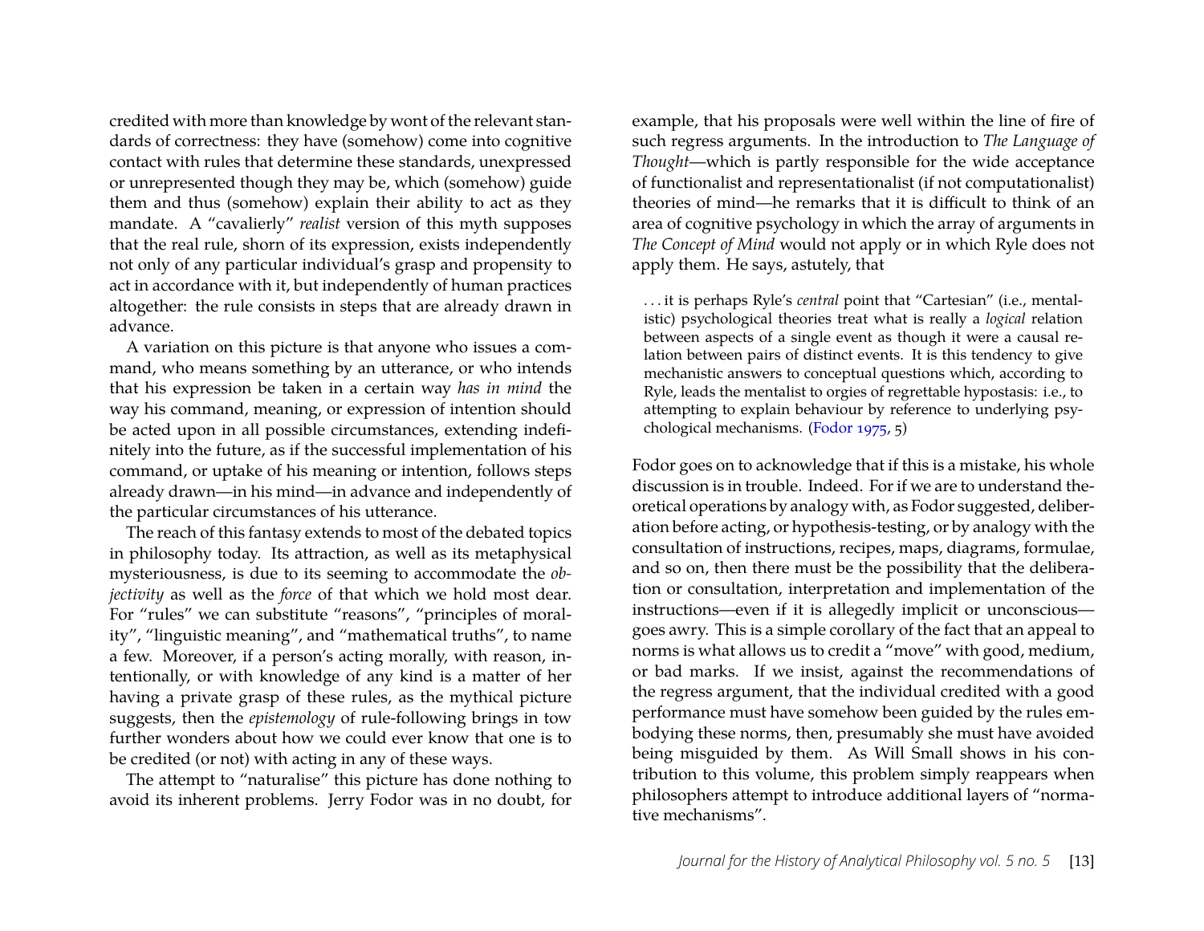credited with more than knowledge by wont of the relevant standards of correctness: they have (somehow) come into cognitive contact with rules that determine these standards, unexpressed or unrepresented though they may be, which (somehow) guide them and thus (somehow) explain their ability to act as they mandate. A "cavalierly" *realist* version of this myth supposes that the real rule, shorn of its expression, exists independently not only of any particular individual's grasp and propensity to act in accordance with it, but independently of human practices altogether: the rule consists in steps that are already drawn in advance.

A variation on this picture is that anyone who issues a command, who means something by an utterance, or who intends that his expression be taken in a certain way *has in mind* the way his command, meaning, or expression of intention should be acted upon in all possible circumstances, extending indefinitely into the future, as if the successful implementation of his command, or uptake of his meaning or intention, follows steps already drawn—in his mind—in advance and independently of the particular circumstances of his utterance.

The reach of this fantasy extends to most of the debated topics in philosophy today. Its attraction, as well as its metaphysical mysteriousness, is due to its seeming to accommodate the *objectivity* as well as the *force* of that which we hold most dear. For "rules" we can substitute "reasons", "principles of morality", "linguistic meaning", and "mathematical truths", to name a few. Moreover, if a person's acting morally, with reason, intentionally, or with knowledge of any kind is a matter of her having a private grasp of these rules, as the mythical picture suggests, then the *epistemology* of rule-following brings in tow further wonders about how we could ever know that one is to be credited (or not) with acting in any of these ways.

The attempt to "naturalise" this picture has done nothing to avoid its inherent problems. Jerry Fodor was in no doubt, for example, that his proposals were well within the line of fire of such regress arguments. In the introduction to *The Language of Thought*—which is partly responsible for the wide acceptance of functionalist and representationalist (if not computationalist) theories of mind—he remarks that it is difficult to think of an area of cognitive psychology in which the array of arguments in *The Concept of Mind* would not apply or in which Ryle does not apply them. He says, astutely, that

> . . . it is perhaps Ryle's *central* point that "Cartesian" (i.e., mentalistic) psychological theories treat what is really a *logical* relation between aspects of a single event as though it were a causal relation between pairs of distinct events. It is this tendency to give mechanistic answers to conceptual questions which, according to Ryle, leads the mentalist to orgies of regrettable hypostasis: i.e., to attempting to explain behaviour by reference to underlying psychological mechanisms. (Fodor 1975, 5)

Fodor goes on to acknowledge that if this is a mistake, his whole discussion is in trouble. Indeed. For if we are to understand theoretical operations by analogy with, as Fodor suggested, deliberation before acting, or hypothesis-testing, or by analogy with the consultation of instructions, recipes, maps, diagrams, formulae, and so on, then there must be the possibility that the deliberation or consultation, interpretation and implementation of the instructions—even if it is allegedly implicit or unconscious—goes awry. This is a simple corollary of the fact that an appeal to norms is what allows us to credit a "move" with good, medium, or bad marks. If we insist, against the recommendations of the regress argument, that the individual credited with a good performance must have somehow been guided by the rules embodying these norms, then, presumably she must have avoided being misguided by them. As Will Small shows in his contribution to this volume, this problem simply reappears when philosophers attempt to introduce additional layers of "normative mechanisms".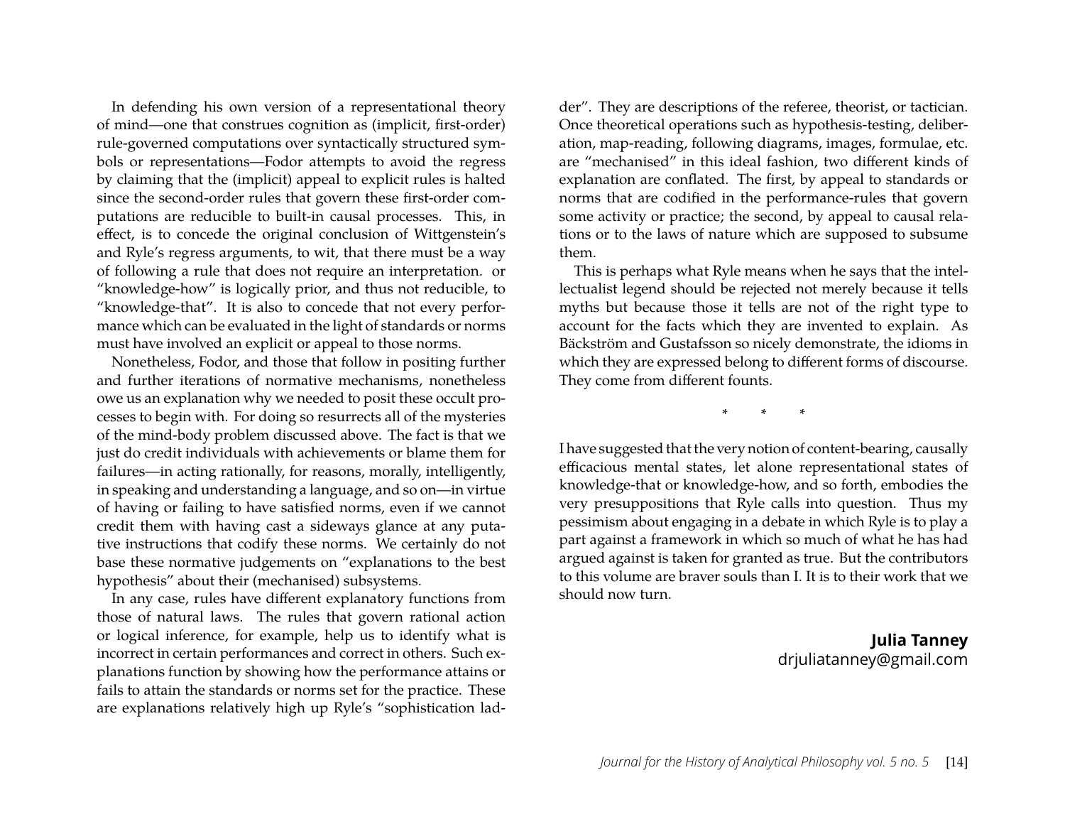In defending his own version of a representational theory of mind—one that construes cognition as (implicit, first-order) rule-governed computations over syntactically structured symbols or representations—Fodor attempts to avoid the regress by claiming that the (implicit) appeal to explicit rules is halted since the second-order rules that govern these first-order computations are reducible to built-in causal processes. This, in effect, is to concede the original conclusion of Wittgenstein's and Ryle's regress arguments, to wit, that there must be a way of following a rule that does not require an interpretation. or "knowledge-how" is logically prior, and thus not reducible, to "knowledge-that". It is also to concede that not every performance which can be evaluated in the light of standards or norms must have involved an explicit or appeal to those norms.

Nonetheless, Fodor, and those that follow in positing further and further iterations of normative mechanisms, nonetheless owe us an explanation why we needed to posit these occult processes to begin with. For doing so resurrects all of the mysteries of the mind-body problem discussed above. The fact is that we just do credit individuals with achievements or blame them for failures—in acting rationally, for reasons, morally, intelligently, in speaking and understanding a language, and so on—in virtue of having or failing to have satisfied norms, even if we cannot credit them with having cast a sideways glance at any putative instructions that codify these norms. We certainly do not base these normative judgements on "explanations to the best hypothesis" about their (mechanised) subsystems.

In any case, rules have different explanatory functions from those of natural laws. The rules that govern rational action or logical inference, for example, help us to identify what is incorrect in certain performances and correct in others. Such explanations function by showing how the performance attains or fails to attain the standards or norms set for the practice. These are explanations relatively high up Ryle's "sophistication ladder". They are descriptions of the referee, theorist, or tactician. Once theoretical operations such as hypothesis-testing, deliberation, map-reading, following diagrams, images, formulae, etc. are "mechanised" in this ideal fashion, two different kinds of explanation are conflated. The first, by appeal to standards or norms that are codified in the performance-rules that govern some activity or practice; the second, by appeal to causal relations or to the laws of nature which are supposed to subsume them.

This is perhaps what Ryle means when he says that the intellectualist legend should be rejected not merely because it tells myths but because those it tells are not of the right type to account for the facts which they are invented to explain. As Bäckström and Gustafsson so nicely demonstrate, the idioms in which they are expressed belong to different forms of discourse. They come from different founts.

\* \* \*

I have suggested that the very notion of content-bearing, causally efficacious mental states, let alone representational states of knowledge-that or knowledge-how, and so forth, embodies the very presuppositions that Ryle calls into question. Thus my pessimism about engaging in a debate in which Ryle is to play a part against a framework in which so much of what he has had argued against is taken for granted as true. But the contributors to this volume are braver souls than I. It is to their work that we should now turn.

**Julia Tanney**
drjuliatanney@gmail.com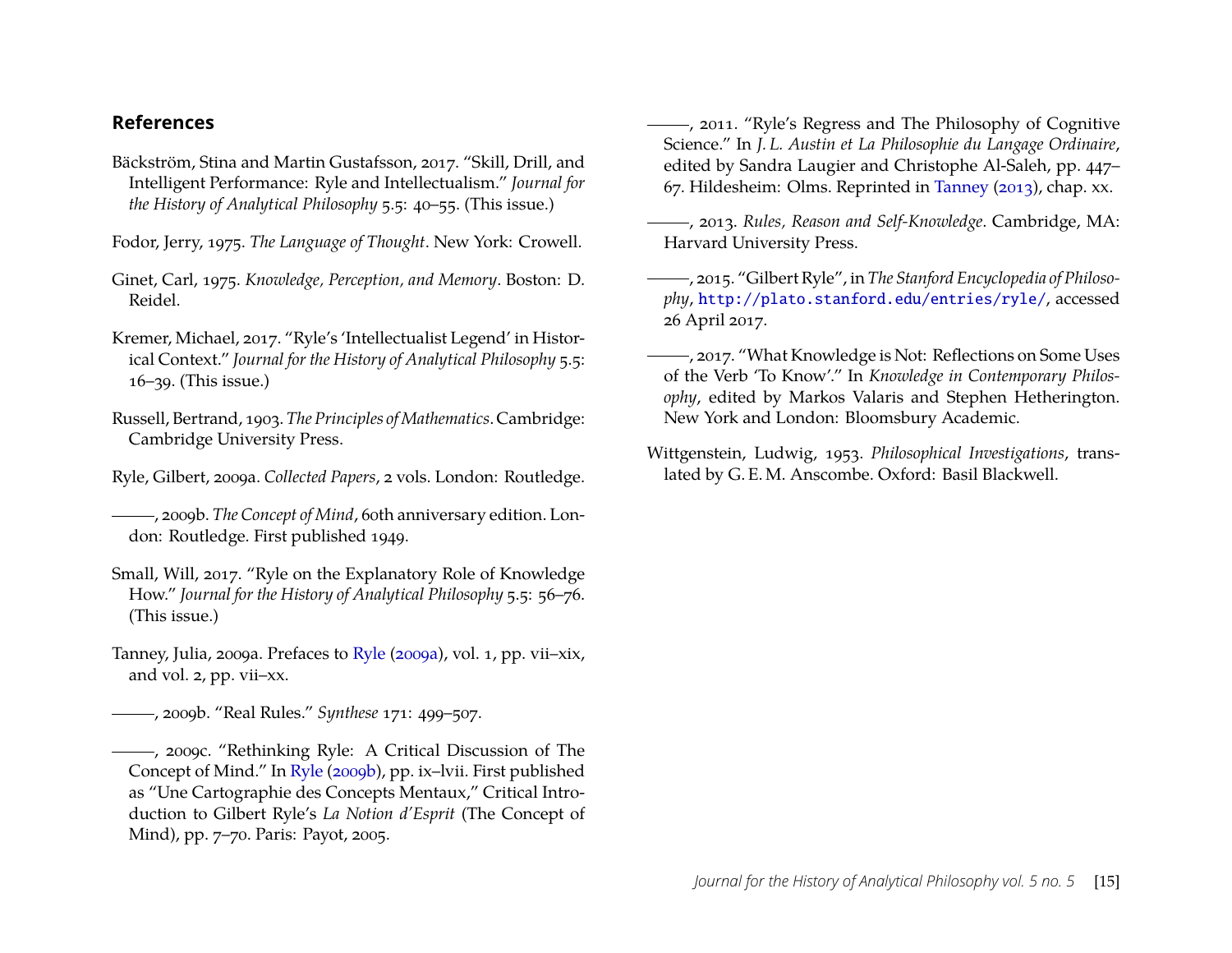## References

Bäckström, Stina and Martin Gustafsson, 2017. "Skill, Drill, and Intelligent Performance: Ryle and Intellectualism." *Journal for the History of Analytical Philosophy* 5.5: 40–55. (This issue.)

Fodor, Jerry, 1975. *The Language of Thought*. New York: Crowell.

Ginet, Carl, 1975. *Knowledge, Perception, and Memory*. Boston: D. Reidel.

Kremer, Michael, 2017. "Ryle's 'Intellectualist Legend' in Historical Context." *Journal for the History of Analytical Philosophy* 5.5: 16–39. (This issue.)

Russell, Bertrand, 1903. *The Principles of Mathematics*. Cambridge: Cambridge University Press.

Ryle, Gilbert, 2009a. *Collected Papers*, 2 vols. London: Routledge.

———, 2009b. *The Concept of Mind*, 60th anniversary edition. London: Routledge. First published 1949.

Small, Will, 2017. "Ryle on the Explanatory Role of Knowledge How." *Journal for the History of Analytical Philosophy* 5.5: 56–76. (This issue.)

Tanney, Julia, 2009a. Prefaces to Ryle (2009a), vol. 1, pp. vii–xix, and vol. 2, pp. vii–xx.

———, 2009b. "Real Rules." *Synthese* 171: 499–507.

———, 2009c. "Rethinking Ryle: A Critical Discussion of The Concept of Mind." In Ryle (2009b), pp. ix–lvii. First published as "Une Cartographie des Concepts Mentaux," Critical Introduction to Gilbert Ryle's *La Notion d'Esprit* (The Concept of Mind), pp. 7–70. Paris: Payot, 2005.

———, 2011. "Ryle's Regress and The Philosophy of Cognitive Science." In *J. L. Austin et La Philosophie du Langage Ordinaire*, edited by Sandra Laugier and Christophe Al-Saleh, pp. 447–67. Hildesheim: Olms. Reprinted in Tanney (2013), chap. xx.

———, 2013. *Rules, Reason and Self-Knowledge*. Cambridge, MA: Harvard University Press.

———, 2015. "Gilbert Ryle", in *The Stanford Encyclopedia of Philosophy*, http://plato.stanford.edu/entries/ryle/, accessed 26 April 2017.

———, 2017. "What Knowledge is Not: Reflections on Some Uses of the Verb 'To Know'." In *Knowledge in Contemporary Philosophy*, edited by Markos Valaris and Stephen Hetherington. New York and London: Bloomsbury Academic.

Wittgenstein, Ludwig, 1953. *Philosophical Investigations*, translated by G. E. M. Anscombe. Oxford: Basil Blackwell.